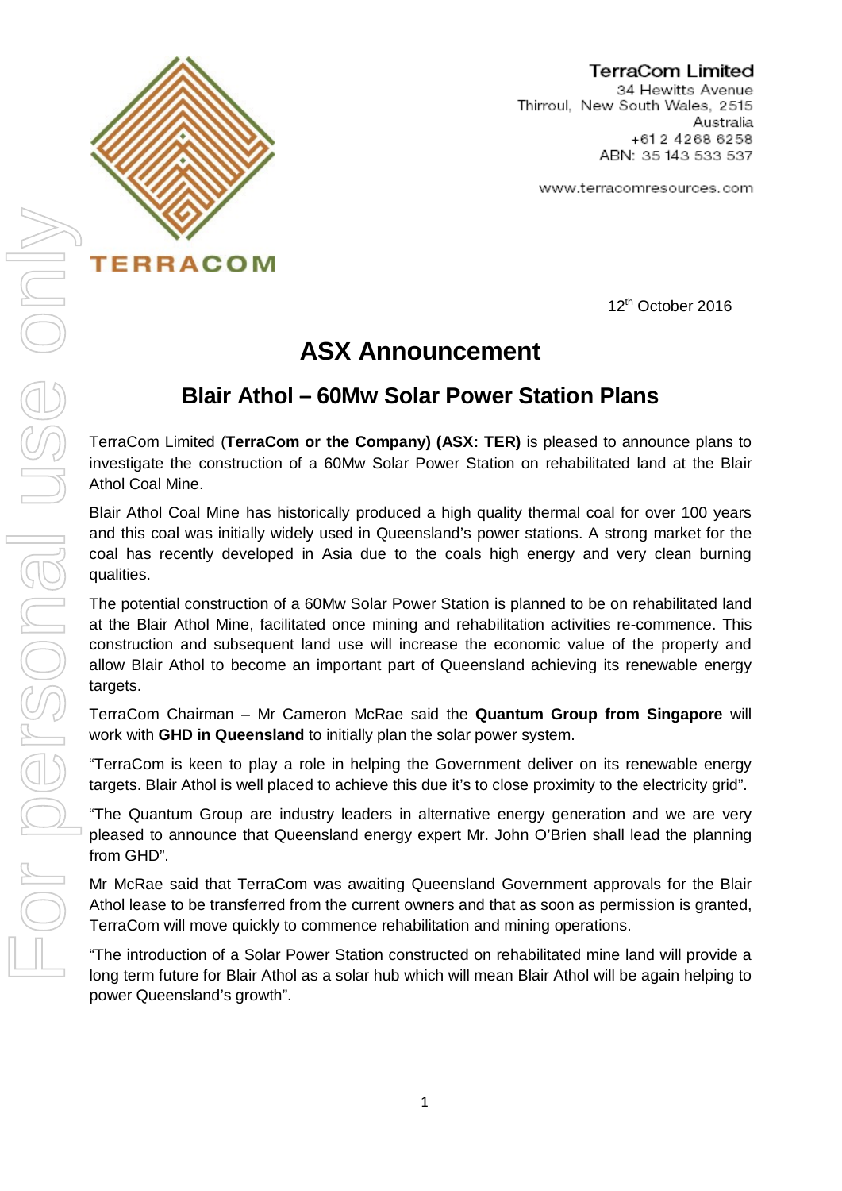**TerraCom Limited**
34 Hewitts Avenue
Thirroul, New South Wales, 2515
Australia
+61 2 4268 6258
ABN: 35 143 533 537

www.terracomresources.com

12th October 2016

# ASX Announcement

## Blair Athol – 60Mw Solar Power Station Plans

TerraCom Limited (**TerraCom or the Company) (ASX: TER)** is pleased to announce plans to investigate the construction of a 60Mw Solar Power Station on rehabilitated land at the Blair Athol Coal Mine.

Blair Athol Coal Mine has historically produced a high quality thermal coal for over 100 years and this coal was initially widely used in Queensland's power stations. A strong market for the coal has recently developed in Asia due to the coals high energy and very clean burning qualities.

The potential construction of a 60Mw Solar Power Station is planned to be on rehabilitated land at the Blair Athol Mine, facilitated once mining and rehabilitation activities re-commence. This construction and subsequent land use will increase the economic value of the property and allow Blair Athol to become an important part of Queensland achieving its renewable energy targets.

TerraCom Chairman – Mr Cameron McRae said the **Quantum Group from Singapore** will work with **GHD in Queensland** to initially plan the solar power system.

"TerraCom is keen to play a role in helping the Government deliver on its renewable energy targets. Blair Athol is well placed to achieve this due it's to close proximity to the electricity grid".

"The Quantum Group are industry leaders in alternative energy generation and we are very pleased to announce that Queensland energy expert Mr. John O'Brien shall lead the planning from GHD".

Mr McRae said that TerraCom was awaiting Queensland Government approvals for the Blair Athol lease to be transferred from the current owners and that as soon as permission is granted, TerraCom will move quickly to commence rehabilitation and mining operations.

"The introduction of a Solar Power Station constructed on rehabilitated mine land will provide a long term future for Blair Athol as a solar hub which will mean Blair Athol will be again helping to power Queensland's growth".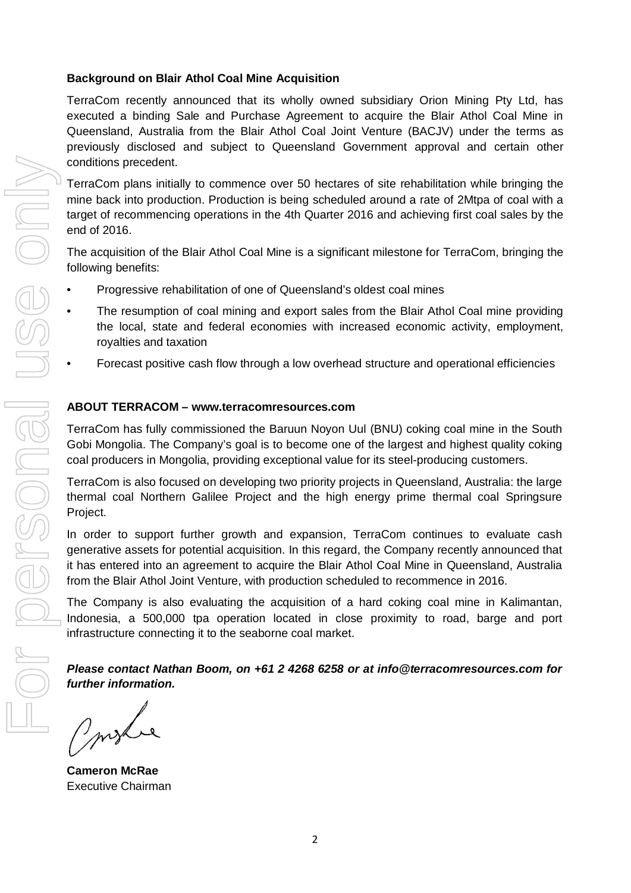**Background on Blair Athol Coal Mine Acquisition**

TerraCom recently announced that its wholly owned subsidiary Orion Mining Pty Ltd, has executed a binding Sale and Purchase Agreement to acquire the Blair Athol Coal Mine in Queensland, Australia from the Blair Athol Coal Joint Venture (BACJV) under the terms as previously disclosed and subject to Queensland Government approval and certain other conditions precedent.

TerraCom plans initially to commence over 50 hectares of site rehabilitation while bringing the mine back into production. Production is being scheduled around a rate of 2Mtpa of coal with a target of recommencing operations in the 4th Quarter 2016 and achieving first coal sales by the end of 2016.

The acquisition of the Blair Athol Coal Mine is a significant milestone for TerraCom, bringing the following benefits:

- Progressive rehabilitation of one of Queensland's oldest coal mines
- The resumption of coal mining and export sales from the Blair Athol Coal mine providing the local, state and federal economies with increased economic activity, employment, royalties and taxation
- Forecast positive cash flow through a low overhead structure and operational efficiencies

**ABOUT TERRACOM – www.terracomresources.com**

TerraCom has fully commissioned the Baruun Noyon Uul (BNU) coking coal mine in the South Gobi Mongolia. The Company's goal is to become one of the largest and highest quality coking coal producers in Mongolia, providing exceptional value for its steel-producing customers.

TerraCom is also focused on developing two priority projects in Queensland, Australia: the large thermal coal Northern Galilee Project and the high energy prime thermal coal Springsure Project.

In order to support further growth and expansion, TerraCom continues to evaluate cash generative assets for potential acquisition. In this regard, the Company recently announced that it has entered into an agreement to acquire the Blair Athol Coal Mine in Queensland, Australia from the Blair Athol Joint Venture, with production scheduled to recommence in 2016.

The Company is also evaluating the acquisition of a hard coking coal mine in Kalimantan, Indonesia, a 500,000 tpa operation located in close proximity to road, barge and port infrastructure connecting it to the seaborne coal market.

***Please contact Nathan Boom, on +61 2 4268 6258 or at info@terracomresources.com for further information.***

**Cameron McRae**
Executive Chairman